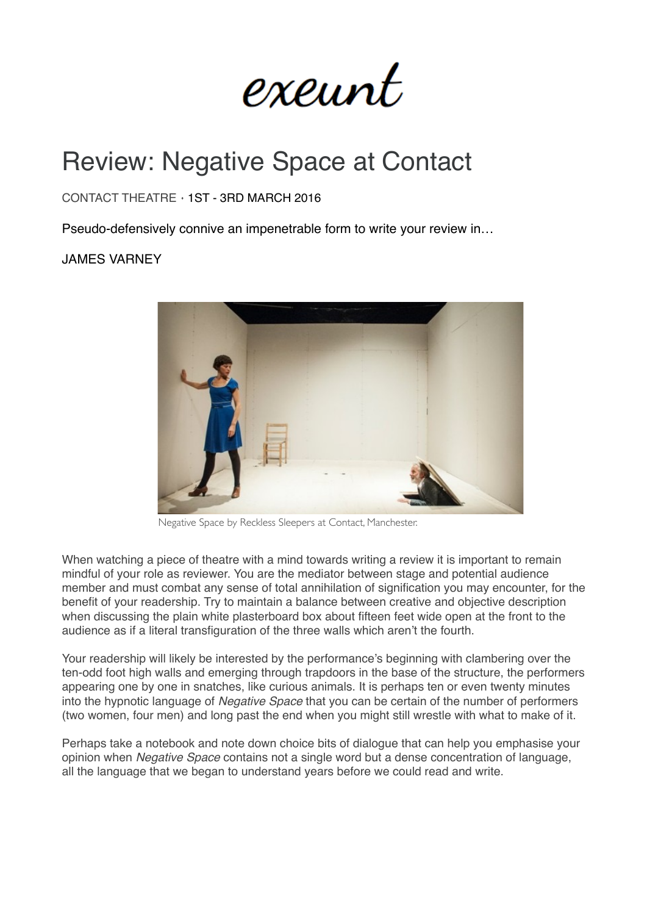exeunt

# Review: Negative Space at Contact

CONTACT THEATRE · 1ST - 3RD MARCH 2016

Pseudo-defensively connive an impenetrable form to write your review in…

JAMES VARNEY

Negative Space by Reckless Sleepers at Contact, Manchester.

When watching a piece of theatre with a mind towards writing a review it is important to remain mindful of your role as reviewer. You are the mediator between stage and potential audience member and must combat any sense of total annihilation of signification you may encounter, for the benefit of your readership. Try to maintain a balance between creative and objective description when discussing the plain white plasterboard box about fifteen feet wide open at the front to the audience as if a literal transfiguration of the three walls which aren't the fourth.

Your readership will likely be interested by the performance's beginning with clambering over the ten-odd foot high walls and emerging through trapdoors in the base of the structure, the performers appearing one by one in snatches, like curious animals. It is perhaps ten or even twenty minutes into the hypnotic language of *Negative Space* that you can be certain of the number of performers (two women, four men) and long past the end when you might still wrestle with what to make of it.

Perhaps take a notebook and note down choice bits of dialogue that can help you emphasise your opinion when *Negative Space* contains not a single word but a dense concentration of language, all the language that we began to understand years before we could read and write.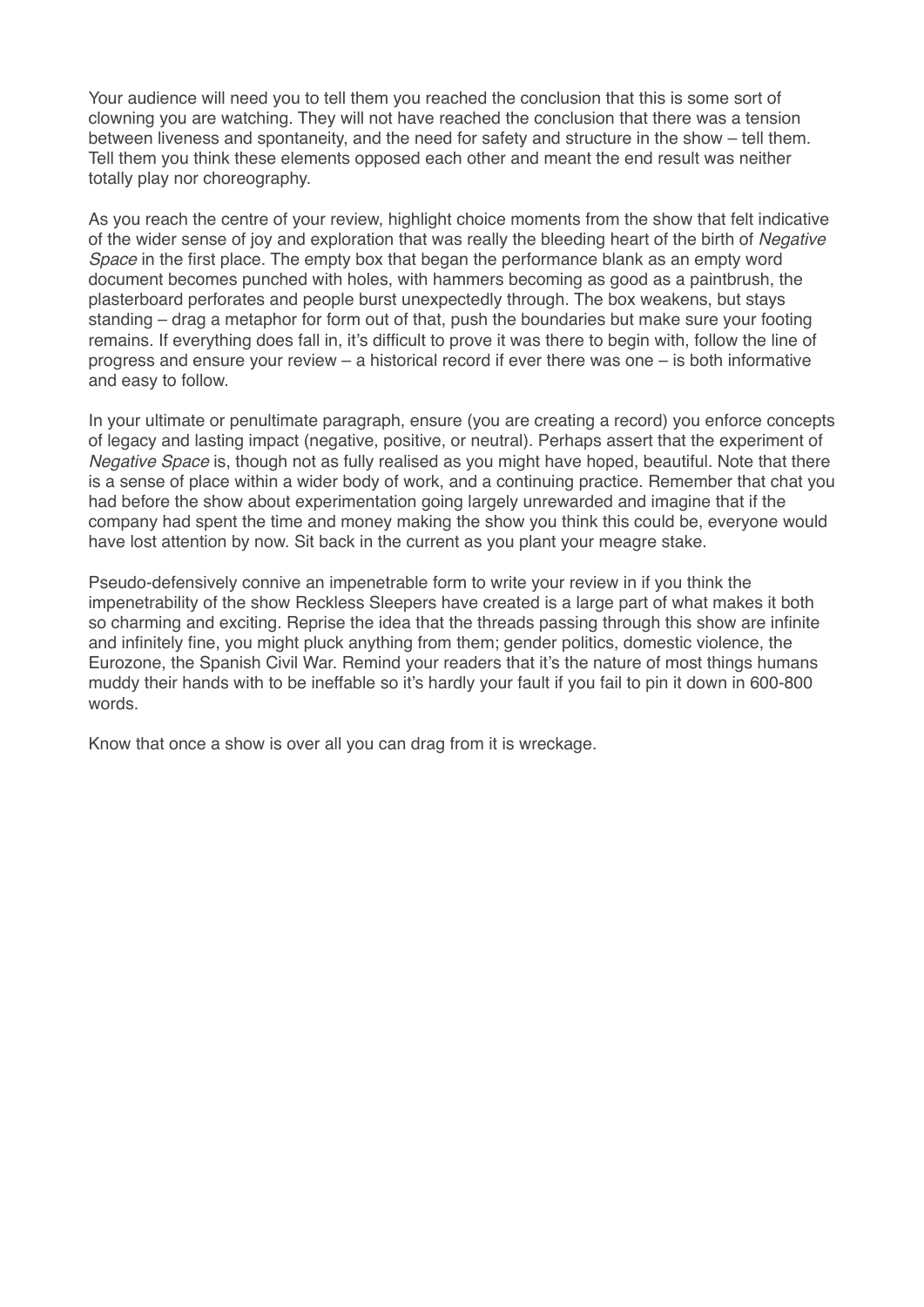Your audience will need you to tell them you reached the conclusion that this is some sort of clowning you are watching. They will not have reached the conclusion that there was a tension between liveness and spontaneity, and the need for safety and structure in the show – tell them. Tell them you think these elements opposed each other and meant the end result was neither totally play nor choreography.

As you reach the centre of your review, highlight choice moments from the show that felt indicative of the wider sense of joy and exploration that was really the bleeding heart of the birth of *Negative Space* in the first place. The empty box that began the performance blank as an empty word document becomes punched with holes, with hammers becoming as good as a paintbrush, the plasterboard perforates and people burst unexpectedly through. The box weakens, but stays standing – drag a metaphor for form out of that, push the boundaries but make sure your footing remains. If everything does fall in, it's difficult to prove it was there to begin with, follow the line of progress and ensure your review – a historical record if ever there was one – is both informative and easy to follow.

In your ultimate or penultimate paragraph, ensure (you are creating a record) you enforce concepts of legacy and lasting impact (negative, positive, or neutral). Perhaps assert that the experiment of *Negative Space* is, though not as fully realised as you might have hoped, beautiful. Note that there is a sense of place within a wider body of work, and a continuing practice. Remember that chat you had before the show about experimentation going largely unrewarded and imagine that if the company had spent the time and money making the show you think this could be, everyone would have lost attention by now. Sit back in the current as you plant your meagre stake.

Pseudo-defensively connive an impenetrable form to write your review in if you think the impenetrability of the show Reckless Sleepers have created is a large part of what makes it both so charming and exciting. Reprise the idea that the threads passing through this show are infinite and infinitely fine, you might pluck anything from them; gender politics, domestic violence, the Eurozone, the Spanish Civil War. Remind your readers that it's the nature of most things humans muddy their hands with to be ineffable so it's hardly your fault if you fail to pin it down in 600-800 words.

Know that once a show is over all you can drag from it is wreckage.